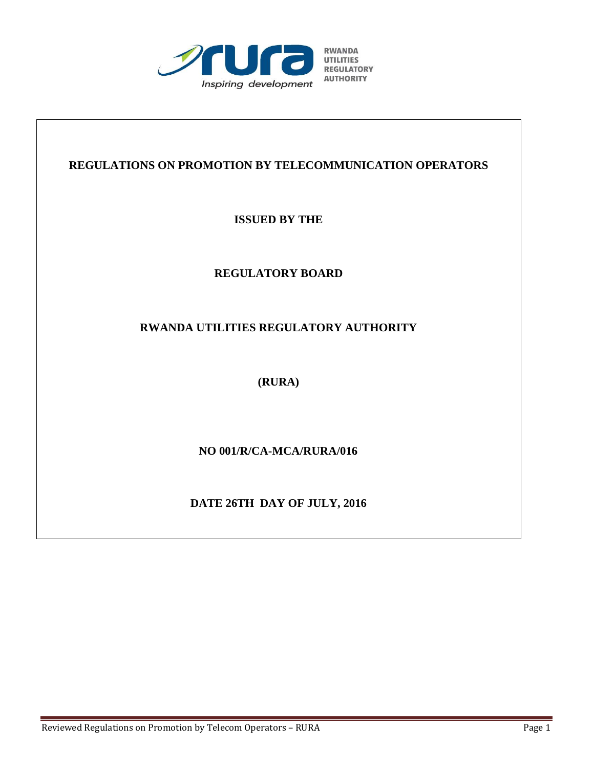RWANDA UTILITIES REGULATORY AUTHORITY

Inspiring development

# REGULATIONS ON PROMOTION BY TELECOMMUNICATION OPERATORS

**ISSUED BY THE**

**REGULATORY BOARD**

**RWANDA UTILITIES REGULATORY AUTHORITY**

**(RURA)**

**NO 001/R/CA-MCA/RURA/016**

**DATE 26TH DAY OF JULY, 2016**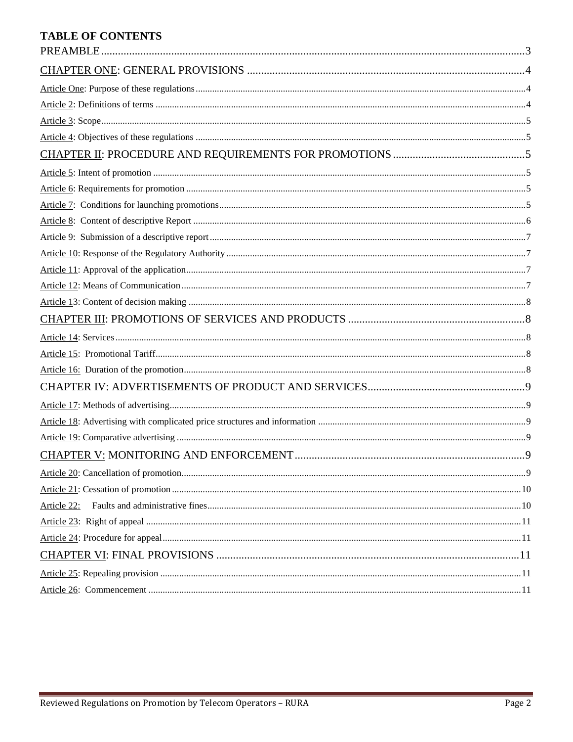# TABLE OF CONTENTS

PREAMBLE ........ 3

CHAPTER ONE: GENERAL PROVISIONS ........ 4

Article One: Purpose of these regulations ........ 4

Article 2: Definitions of terms ........ 4

Article 3: Scope ........ 5

Article 4: Objectives of these regulations ........ 5

CHAPTER II: PROCEDURE AND REQUIREMENTS FOR PROMOTIONS ........ 5

Article 5: Intent of promotion ........ 5

Article 6: Requirements for promotion ........ 5

Article 7: Conditions for launching promotions ........ 5

Article 8: Content of descriptive Report ........ 6

Article 9: Submission of a descriptive report ........ 7

Article 10: Response of the Regulatory Authority ........ 7

Article 11: Approval of the application ........ 7

Article 12: Means of Communication ........ 7

Article 13: Content of decision making ........ 8

CHAPTER III: PROMOTIONS OF SERVICES AND PRODUCTS ........ 8

Article 14: Services ........ 8

Article 15: Promotional Tariff ........ 8

Article 16: Duration of the promotion ........ 8

CHAPTER IV: ADVERTISEMENTS OF PRODUCT AND SERVICES ........ 9

Article 17: Methods of advertising ........ 9

Article 18: Advertising with complicated price structures and information ........ 9

Article 19: Comparative advertising ........ 9

CHAPTER V: MONITORING AND ENFORCEMENT ........ 9

Article 20: Cancellation of promotion ........ 9

Article 21: Cessation of promotion ........ 10

Article 22: Faults and administrative fines ........ 10

Article 23: Right of appeal ........ 11

Article 24: Procedure for appeal ........ 11

CHAPTER VI: FINAL PROVISIONS ........ 11

Article 25: Repealing provision ........ 11

Article 26: Commencement ........ 11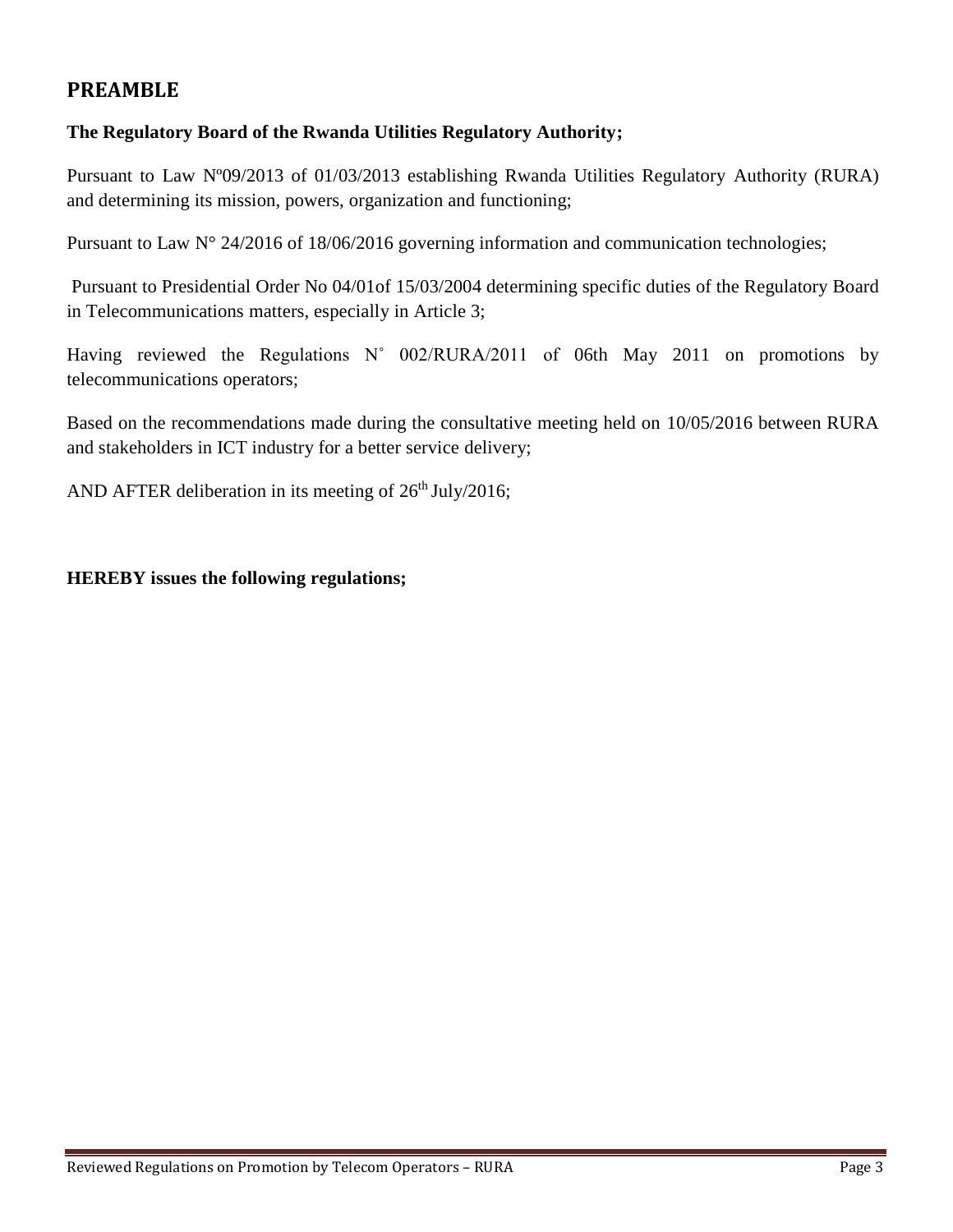## PREAMBLE

**The Regulatory Board of the Rwanda Utilities Regulatory Authority;**

Pursuant to Law Nº09/2013 of 01/03/2013 establishing Rwanda Utilities Regulatory Authority (RURA) and determining its mission, powers, organization and functioning;

Pursuant to Law N° 24/2016 of 18/06/2016 governing information and communication technologies;

Pursuant to Presidential Order No 04/01of 15/03/2004 determining specific duties of the Regulatory Board in Telecommunications matters, especially in Article 3;

Having reviewed the Regulations N˚ 002/RURA/2011 of 06th May 2011 on promotions by telecommunications operators;

Based on the recommendations made during the consultative meeting held on 10/05/2016 between RURA and stakeholders in ICT industry for a better service delivery;

AND AFTER deliberation in its meeting of 26th July/2016;

**HEREBY issues the following regulations;**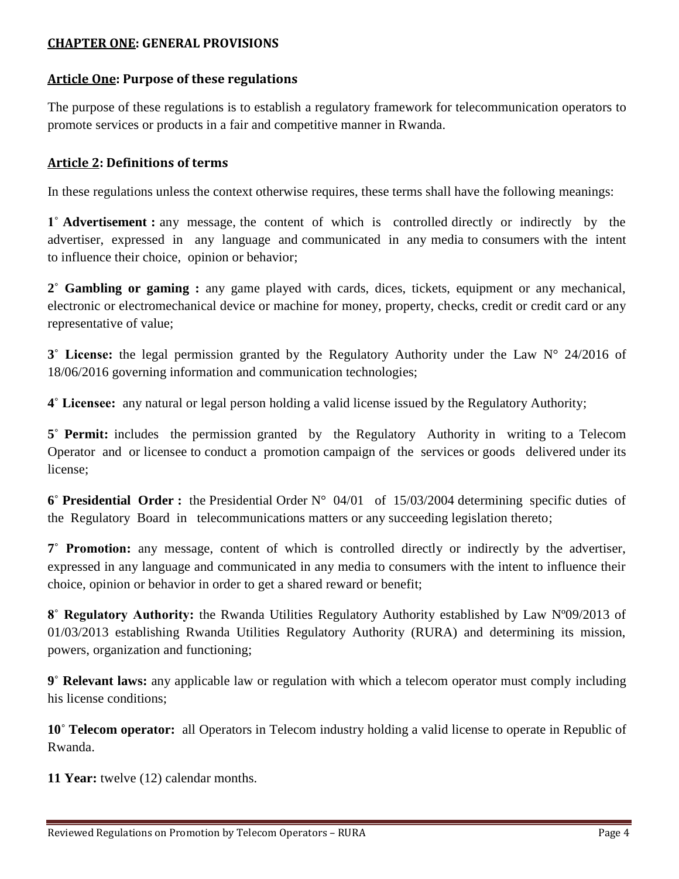## **CHAPTER ONE: GENERAL PROVISIONS**

### **Article One: Purpose of these regulations**

The purpose of these regulations is to establish a regulatory framework for telecommunication operators to promote services or products in a fair and competitive manner in Rwanda.

### **Article 2: Definitions of terms**

In these regulations unless the context otherwise requires, these terms shall have the following meanings:

**1° Advertisement :** any message, the content of which is controlled directly or indirectly by the advertiser, expressed in any language and communicated in any media to consumers with the intent to influence their choice, opinion or behavior;

**2° Gambling or gaming :** any game played with cards, dices, tickets, equipment or any mechanical, electronic or electromechanical device or machine for money, property, checks, credit or credit card or any representative of value;

**3° License:** the legal permission granted by the Regulatory Authority under the Law N° 24/2016 of 18/06/2016 governing information and communication technologies;

**4° Licensee:** any natural or legal person holding a valid license issued by the Regulatory Authority;

**5° Permit:** includes the permission granted by the Regulatory Authority in writing to a Telecom Operator and or licensee to conduct a promotion campaign of the services or goods delivered under its license;

**6° Presidential Order :** the Presidential Order N° 04/01 of 15/03/2004 determining specific duties of the Regulatory Board in telecommunications matters or any succeeding legislation thereto;

**7° Promotion:** any message, content of which is controlled directly or indirectly by the advertiser, expressed in any language and communicated in any media to consumers with the intent to influence their choice, opinion or behavior in order to get a shared reward or benefit;

**8° Regulatory Authority:** the Rwanda Utilities Regulatory Authority established by Law Nº09/2013 of 01/03/2013 establishing Rwanda Utilities Regulatory Authority (RURA) and determining its mission, powers, organization and functioning;

**9° Relevant laws:** any applicable law or regulation with which a telecom operator must comply including his license conditions;

**10° Telecom operator:** all Operators in Telecom industry holding a valid license to operate in Republic of Rwanda.

**11 Year:** twelve (12) calendar months.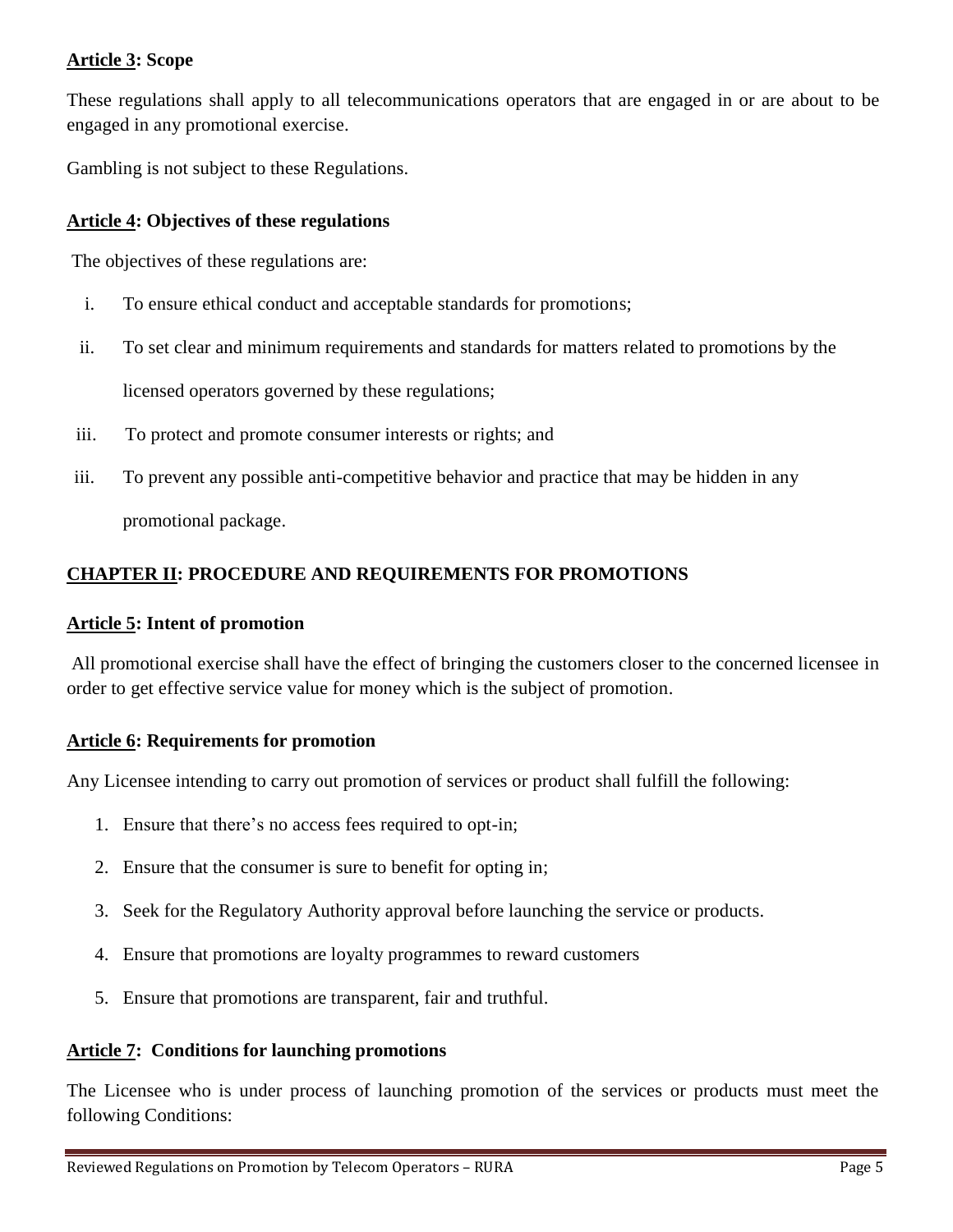**Article 3: Scope**

These regulations shall apply to all telecommunications operators that are engaged in or are about to be engaged in any promotional exercise.

Gambling is not subject to these Regulations.

**Article 4: Objectives of these regulations**

The objectives of these regulations are:

i. To ensure ethical conduct and acceptable standards for promotions;

ii. To set clear and minimum requirements and standards for matters related to promotions by the licensed operators governed by these regulations;

iii. To protect and promote consumer interests or rights; and

iii. To prevent any possible anti-competitive behavior and practice that may be hidden in any promotional package.

## CHAPTER II: PROCEDURE AND REQUIREMENTS FOR PROMOTIONS

**Article 5: Intent of promotion**

All promotional exercise shall have the effect of bringing the customers closer to the concerned licensee in order to get effective service value for money which is the subject of promotion.

**Article 6: Requirements for promotion**

Any Licensee intending to carry out promotion of services or product shall fulfill the following:

1. Ensure that there's no access fees required to opt-in;
2. Ensure that the consumer is sure to benefit for opting in;
3. Seek for the Regulatory Authority approval before launching the service or products.
4. Ensure that promotions are loyalty programmes to reward customers
5. Ensure that promotions are transparent, fair and truthful.

**Article 7: Conditions for launching promotions**

The Licensee who is under process of launching promotion of the services or products must meet the following Conditions: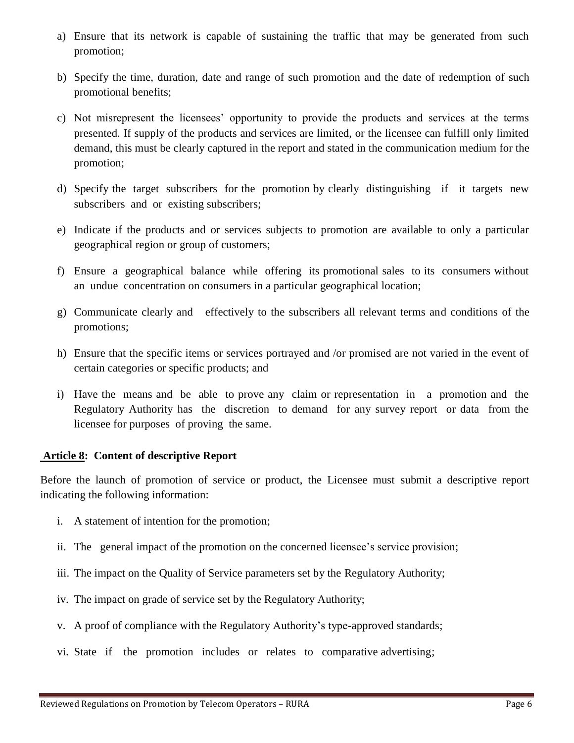a) Ensure that its network is capable of sustaining the traffic that may be generated from such promotion;

b) Specify the time, duration, date and range of such promotion and the date of redemption of such promotional benefits;

c) Not misrepresent the licensees' opportunity to provide the products and services at the terms presented. If supply of the products and services are limited, or the licensee can fulfill only limited demand, this must be clearly captured in the report and stated in the communication medium for the promotion;

d) Specify the target subscribers for the promotion by clearly distinguishing if it targets new subscribers and or existing subscribers;

e) Indicate if the products and or services subjects to promotion are available to only a particular geographical region or group of customers;

f) Ensure a geographical balance while offering its promotional sales to its consumers without an undue concentration on consumers in a particular geographical location;

g) Communicate clearly and effectively to the subscribers all relevant terms and conditions of the promotions;

h) Ensure that the specific items or services portrayed and /or promised are not varied in the event of certain categories or specific products; and

i) Have the means and be able to prove any claim or representation in a promotion and the Regulatory Authority has the discretion to demand for any survey report or data from the licensee for purposes of proving the same.

### Article 8: Content of descriptive Report

Before the launch of promotion of service or product, the Licensee must submit a descriptive report indicating the following information:

i. A statement of intention for the promotion;

ii. The general impact of the promotion on the concerned licensee's service provision;

iii. The impact on the Quality of Service parameters set by the Regulatory Authority;

iv. The impact on grade of service set by the Regulatory Authority;

v. A proof of compliance with the Regulatory Authority's type-approved standards;

vi. State if the promotion includes or relates to comparative advertising;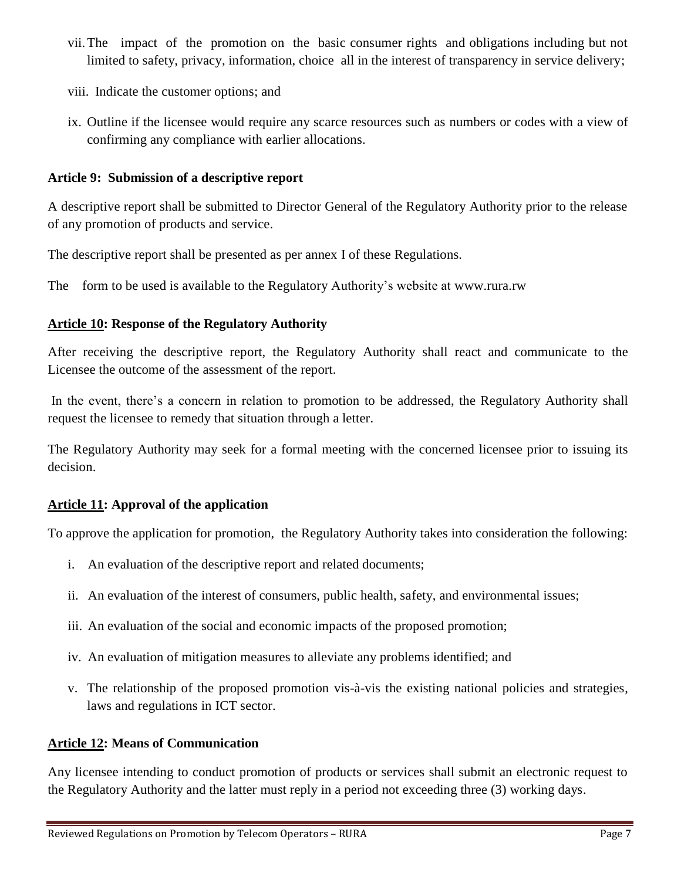vii. The impact of the promotion on the basic consumer rights and obligations including but not limited to safety, privacy, information, choice all in the interest of transparency in service delivery;

viii. Indicate the customer options; and

ix. Outline if the licensee would require any scarce resources such as numbers or codes with a view of confirming any compliance with earlier allocations.

**Article 9: Submission of a descriptive report**

A descriptive report shall be submitted to Director General of the Regulatory Authority prior to the release of any promotion of products and service.

The descriptive report shall be presented as per annex I of these Regulations.

The form to be used is available to the Regulatory Authority's website at www.rura.rw

**Article 10: Response of the Regulatory Authority**

After receiving the descriptive report, the Regulatory Authority shall react and communicate to the Licensee the outcome of the assessment of the report.

In the event, there's a concern in relation to promotion to be addressed, the Regulatory Authority shall request the licensee to remedy that situation through a letter.

The Regulatory Authority may seek for a formal meeting with the concerned licensee prior to issuing its decision.

**Article 11: Approval of the application**

To approve the application for promotion, the Regulatory Authority takes into consideration the following:

i. An evaluation of the descriptive report and related documents;

ii. An evaluation of the interest of consumers, public health, safety, and environmental issues;

iii. An evaluation of the social and economic impacts of the proposed promotion;

iv. An evaluation of mitigation measures to alleviate any problems identified; and

v. The relationship of the proposed promotion vis-à-vis the existing national policies and strategies, laws and regulations in ICT sector.

**Article 12: Means of Communication**

Any licensee intending to conduct promotion of products or services shall submit an electronic request to the Regulatory Authority and the latter must reply in a period not exceeding three (3) working days.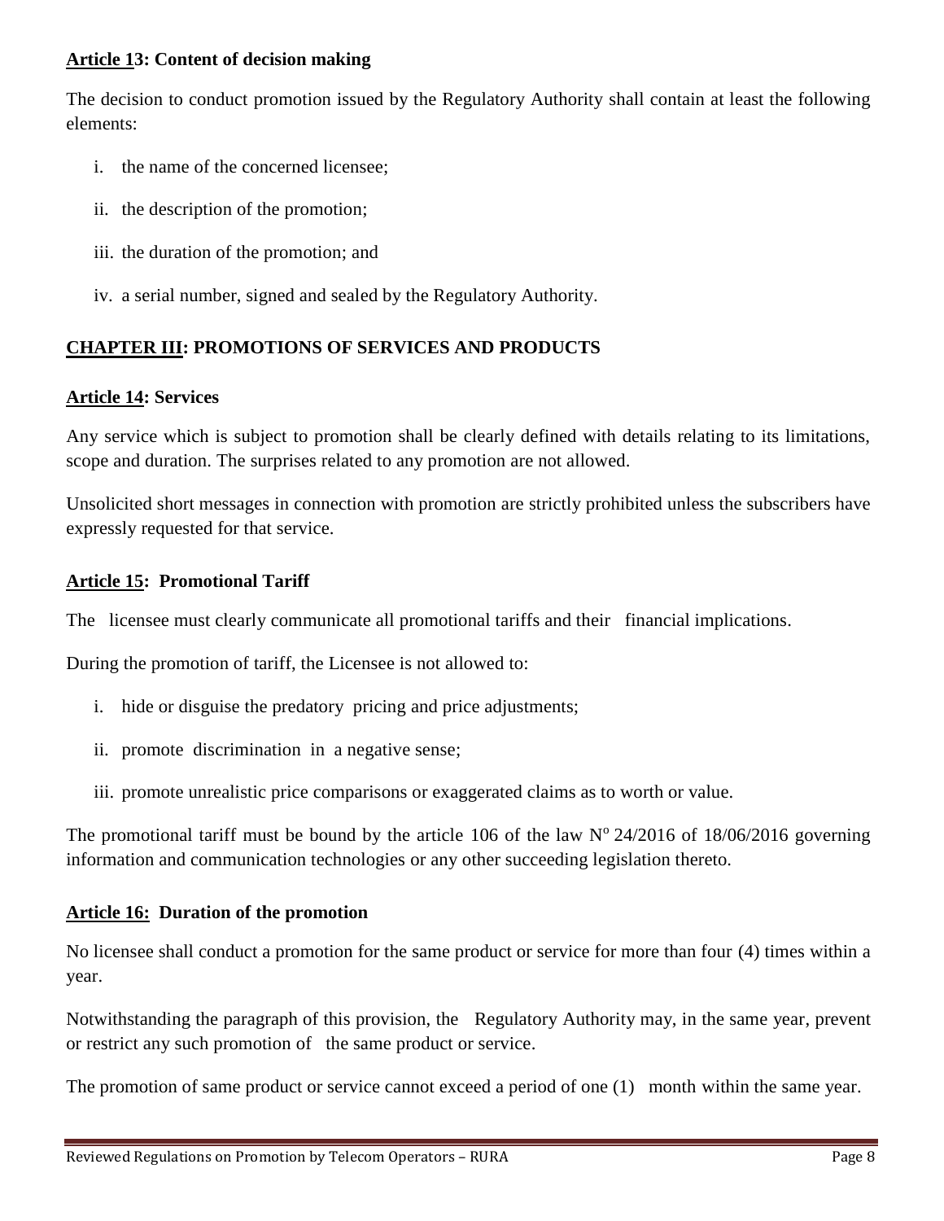**Article 13: Content of decision making**

The decision to conduct promotion issued by the Regulatory Authority shall contain at least the following elements:

i. the name of the concerned licensee;

ii. the description of the promotion;

iii. the duration of the promotion; and

iv. a serial number, signed and sealed by the Regulatory Authority.

## CHAPTER III: PROMOTIONS OF SERVICES AND PRODUCTS

**Article 14: Services**

Any service which is subject to promotion shall be clearly defined with details relating to its limitations, scope and duration. The surprises related to any promotion are not allowed.

Unsolicited short messages in connection with promotion are strictly prohibited unless the subscribers have expressly requested for that service.

**Article 15: Promotional Tariff**

The licensee must clearly communicate all promotional tariffs and their financial implications.

During the promotion of tariff, the Licensee is not allowed to:

i. hide or disguise the predatory pricing and price adjustments;

ii. promote discrimination in a negative sense;

iii. promote unrealistic price comparisons or exaggerated claims as to worth or value.

The promotional tariff must be bound by the article 106 of the law Nº 24/2016 of 18/06/2016 governing information and communication technologies or any other succeeding legislation thereto.

**Article 16: Duration of the promotion**

No licensee shall conduct a promotion for the same product or service for more than four (4) times within a year.

Notwithstanding the paragraph of this provision, the Regulatory Authority may, in the same year, prevent or restrict any such promotion of the same product or service.

The promotion of same product or service cannot exceed a period of one (1) month within the same year.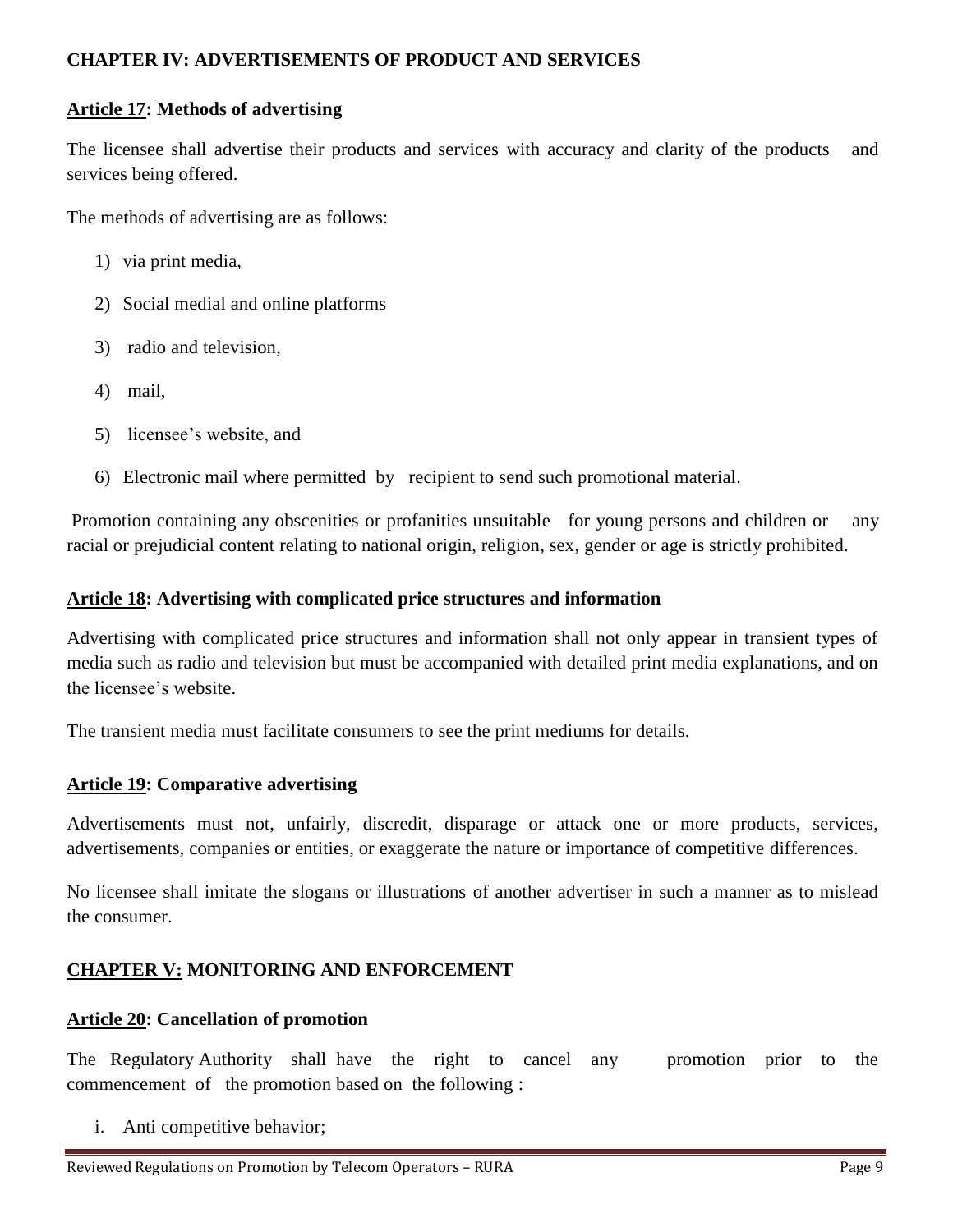## CHAPTER IV: ADVERTISEMENTS OF PRODUCT AND SERVICES

### Article 17: Methods of advertising

The licensee shall advertise their products and services with accuracy and clarity of the products and services being offered.

The methods of advertising are as follows:

1) via print media,
2) Social medial and online platforms
3) radio and television,
4) mail,
5) licensee's website, and
6) Electronic mail where permitted by recipient to send such promotional material.

Promotion containing any obscenities or profanities unsuitable for young persons and children or any racial or prejudicial content relating to national origin, religion, sex, gender or age is strictly prohibited.

### Article 18: Advertising with complicated price structures and information

Advertising with complicated price structures and information shall not only appear in transient types of media such as radio and television but must be accompanied with detailed print media explanations, and on the licensee's website.

The transient media must facilitate consumers to see the print mediums for details.

### Article 19: Comparative advertising

Advertisements must not, unfairly, discredit, disparage or attack one or more products, services, advertisements, companies or entities, or exaggerate the nature or importance of competitive differences.

No licensee shall imitate the slogans or illustrations of another advertiser in such a manner as to mislead the consumer.

## CHAPTER V: MONITORING AND ENFORCEMENT

### Article 20: Cancellation of promotion

The Regulatory Authority shall have the right to cancel any promotion prior to the commencement of the promotion based on the following :

i. Anti competitive behavior;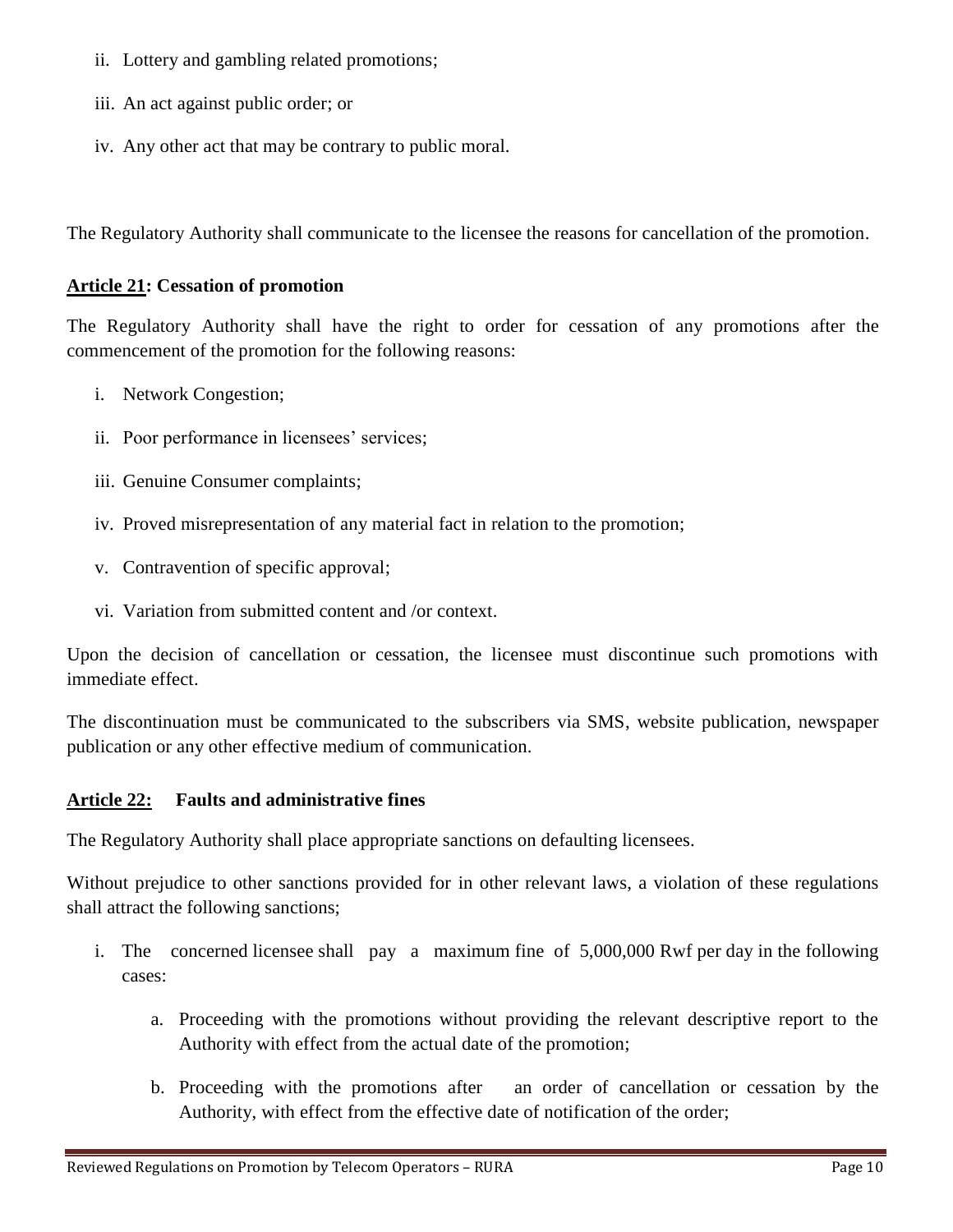ii. Lottery and gambling related promotions;

iii. An act against public order; or

iv. Any other act that may be contrary to public moral.

The Regulatory Authority shall communicate to the licensee the reasons for cancellation of the promotion.

### **Article 21: Cessation of promotion**

The Regulatory Authority shall have the right to order for cessation of any promotions after the commencement of the promotion for the following reasons:

i. Network Congestion;

ii. Poor performance in licensees' services;

iii. Genuine Consumer complaints;

iv. Proved misrepresentation of any material fact in relation to the promotion;

v. Contravention of specific approval;

vi. Variation from submitted content and /or context.

Upon the decision of cancellation or cessation, the licensee must discontinue such promotions with immediate effect.

The discontinuation must be communicated to the subscribers via SMS, website publication, newspaper publication or any other effective medium of communication.

### **Article 22: Faults and administrative fines**

The Regulatory Authority shall place appropriate sanctions on defaulting licensees.

Without prejudice to other sanctions provided for in other relevant laws, a violation of these regulations shall attract the following sanctions;

i. The concerned licensee shall pay a maximum fine of 5,000,000 Rwf per day in the following cases:

   a. Proceeding with the promotions without providing the relevant descriptive report to the Authority with effect from the actual date of the promotion;

   b. Proceeding with the promotions after an order of cancellation or cessation by the Authority, with effect from the effective date of notification of the order;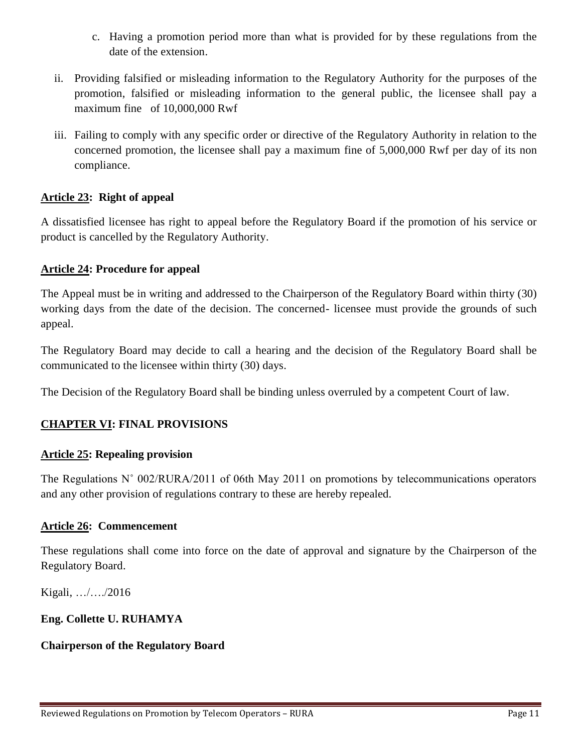c. Having a promotion period more than what is provided for by these regulations from the date of the extension.

ii. Providing falsified or misleading information to the Regulatory Authority for the purposes of the promotion, falsified or misleading information to the general public, the licensee shall pay a maximum fine of 10,000,000 Rwf

iii. Failing to comply with any specific order or directive of the Regulatory Authority in relation to the concerned promotion, the licensee shall pay a maximum fine of 5,000,000 Rwf per day of its non compliance.

### Article 23: Right of appeal

A dissatisfied licensee has right to appeal before the Regulatory Board if the promotion of his service or product is cancelled by the Regulatory Authority.

### Article 24: Procedure for appeal

The Appeal must be in writing and addressed to the Chairperson of the Regulatory Board within thirty (30) working days from the date of the decision. The concerned- licensee must provide the grounds of such appeal.

The Regulatory Board may decide to call a hearing and the decision of the Regulatory Board shall be communicated to the licensee within thirty (30) days.

The Decision of the Regulatory Board shall be binding unless overruled by a competent Court of law.

## CHAPTER VI: FINAL PROVISIONS

### Article 25: Repealing provision

The Regulations N˚ 002/RURA/2011 of 06th May 2011 on promotions by telecommunications operators and any other provision of regulations contrary to these are hereby repealed.

### Article 26: Commencement

These regulations shall come into force on the date of approval and signature by the Chairperson of the Regulatory Board.

Kigali, …/…./2016

**Eng. Collette U. RUHAMYA**

**Chairperson of the Regulatory Board**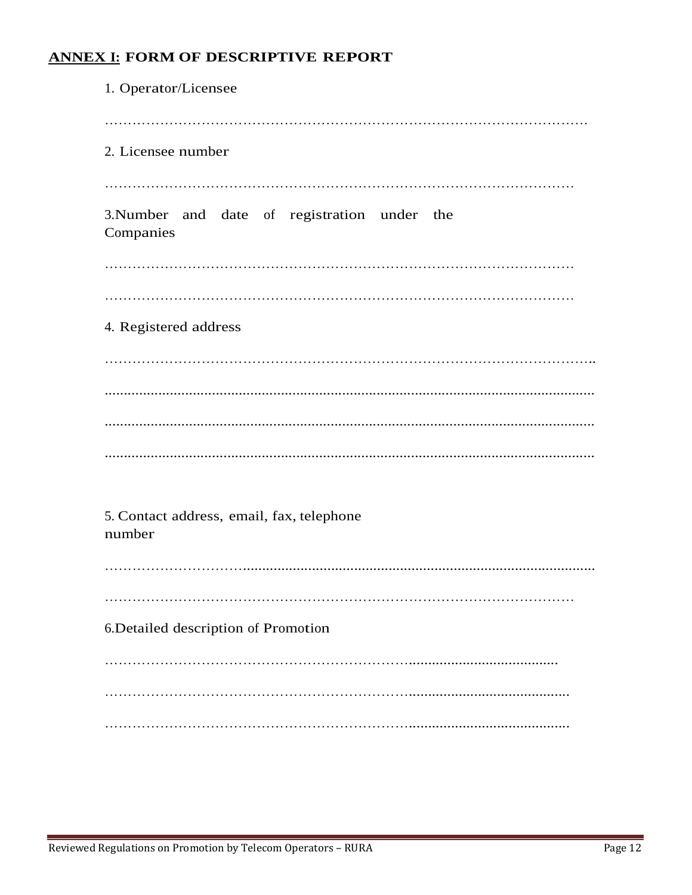## <u>ANNEX I:</u> FORM OF DESCRIPTIVE REPORT

1. Operator/Licensee

…………………………………………………………………………………………

2. Licensee number

…………………………………………………………………………………………

3.Number and date of registration under the Companies

…………………………………………………………………………………………

…………………………………………………………………………………………

4. Registered address

…………………………………………………………………………………………..

...................................................................................................................................

...................................................................................................................................

...................................................................................................................................

5. Contact address, email, fax, telephone number

…………………………...........................................................................................

…………………………………………………………………………………………

6.Detailed description of Promotion

……………………………………………………………......................................

……………………………………………………………........................................

……………………………………………………………........................................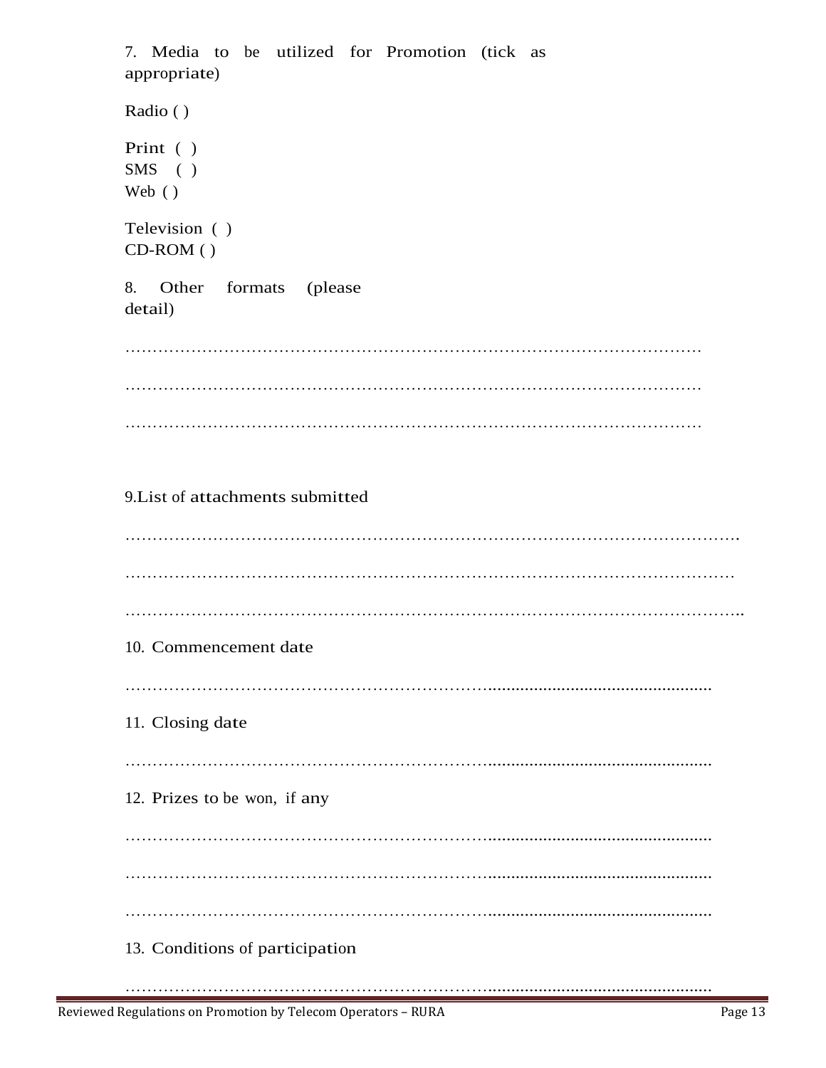7. Media to be utilized for Promotion (tick as appropriate)

Radio ( )

Print ( )
SMS ( )
Web ( )

Television ( )
CD-ROM ( )

8. Other formats (please detail)

…………………………………………………………………………………………

…………………………………………………………………………………………

…………………………………………………………………………………………

9.List of attachments submitted

……………………………………………………………………………………………….

………………………………………………………………………………………………

………………………………………………………………………………………………..

10. Commencement date

………………………………………………………….................................................

11. Closing date

………………………………………………………….................................................

12. Prizes to be won, if any

………………………………………………………….................................................

………………………………………………………….................................................

………………………………………………………….................................................

13. Conditions of participation

………………………………………………………….................................................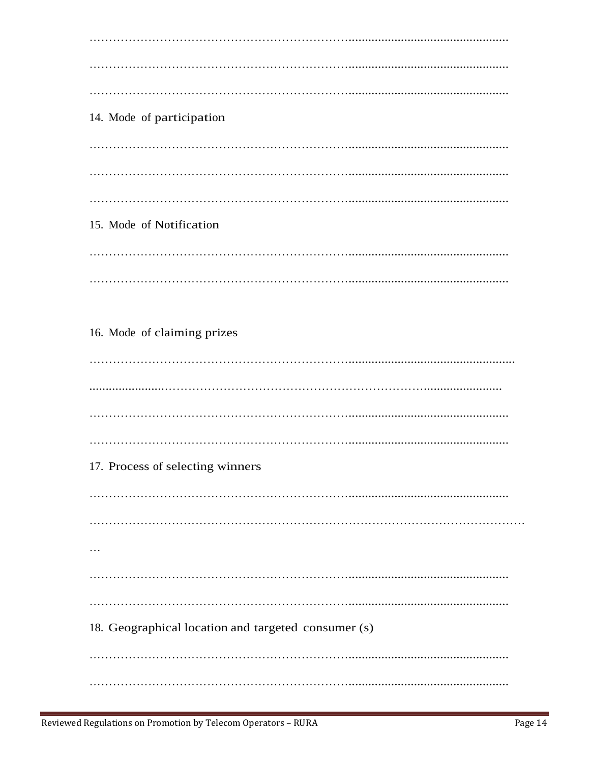……………………………………………………………..............................................

……………………………………………………………..............................................

……………………………………………………………..............................................

14. Mode of participation

……………………………………………………………..............................................

……………………………………………………………..............................................

……………………………………………………………..............................................

15. Mode of Notification

……………………………………………………………..............................................

……………………………………………………………..............................................

16. Mode of claiming prizes

……………………………………………………………..................................................

......................………………………………………………………………......................

……………………………………………………………..............................................

……………………………………………………………..............................................

17. Process of selecting winners

……………………………………………………………..............................................

………………………………………………………………………………………………

…

……………………………………………………………..............................................

……………………………………………………………..............................................

18. Geographical location and targeted consumer (s)

……………………………………………………………..............................................

……………………………………………………………..............................................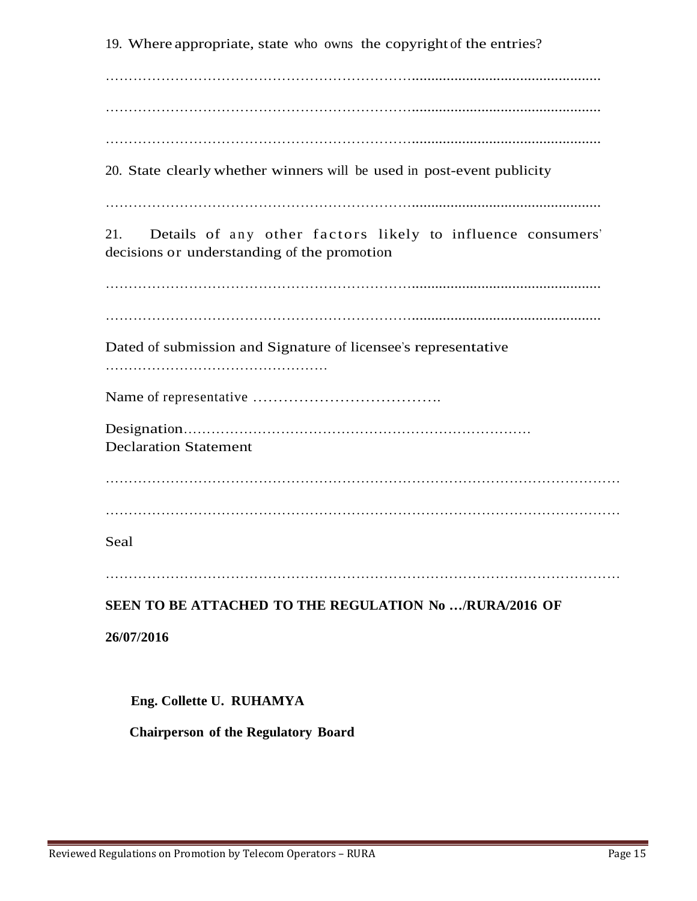19. Where appropriate, state who owns the copyright of the entries?

……………………………………………………………………………………………

……………………………………………………………………………………………

……………………………………………………………………………………………

20. State clearly whether winners will be used in post-event publicity

……………………………………………………………………………………………

21. Details of any other factors likely to influence consumers' decisions or understanding of the promotion

……………………………………………………………………………………………

……………………………………………………………………………………………

Dated of submission and Signature of licensee's representative ……………………………………………

Name of representative ……………………………….

Designation………………………………………………………………
Declaration Statement

……………………………………………………………………………………………

……………………………………………………………………………………………

Seal

……………………………………………………………………………………………

**SEEN TO BE ATTACHED TO THE REGULATION No …/RURA/2016 OF**

**26/07/2016**

**Eng. Collette U. RUHAMYA**

**Chairperson of the Regulatory Board**